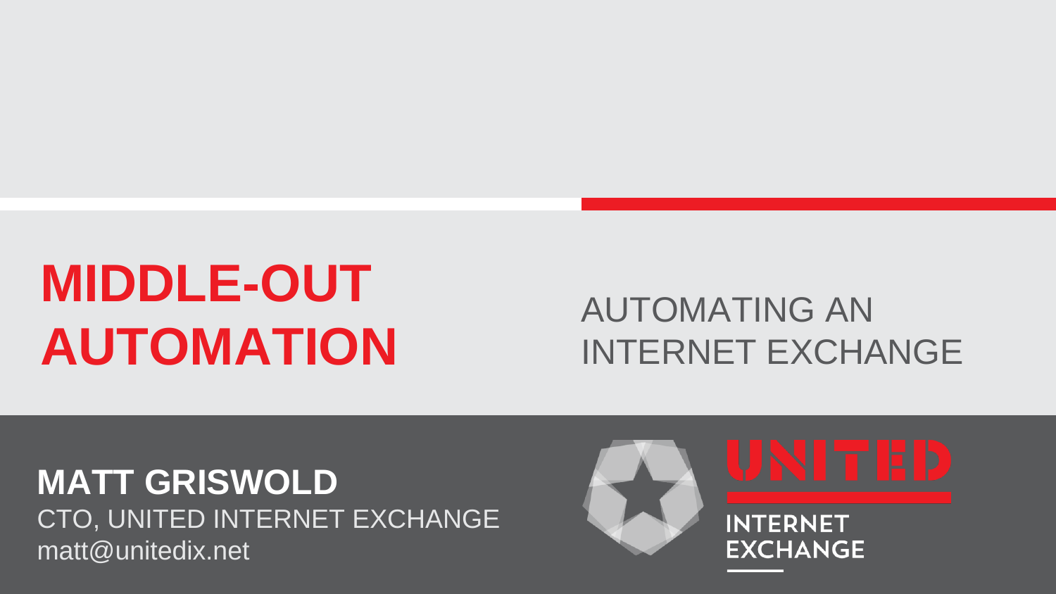# MIDDLE-OUT AUTOMATION

## AUTOMATING AN INTERNET EXCHANGE

**MATT GRISWOLD**
CTO, UNITED INTERNET EXCHANGE
matt@unitedix.net

UNITED INTERNET EXCHANGE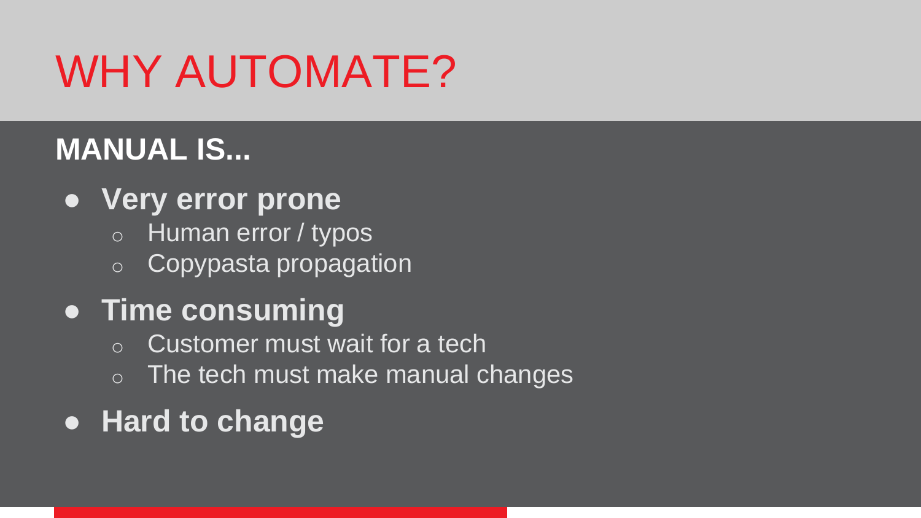# WHY AUTOMATE?

## MANUAL IS...

- **Very error prone**
  - Human error / typos
  - Copypasta propagation
- **Time consuming**
  - Customer must wait for a tech
  - The tech must make manual changes
- **Hard to change**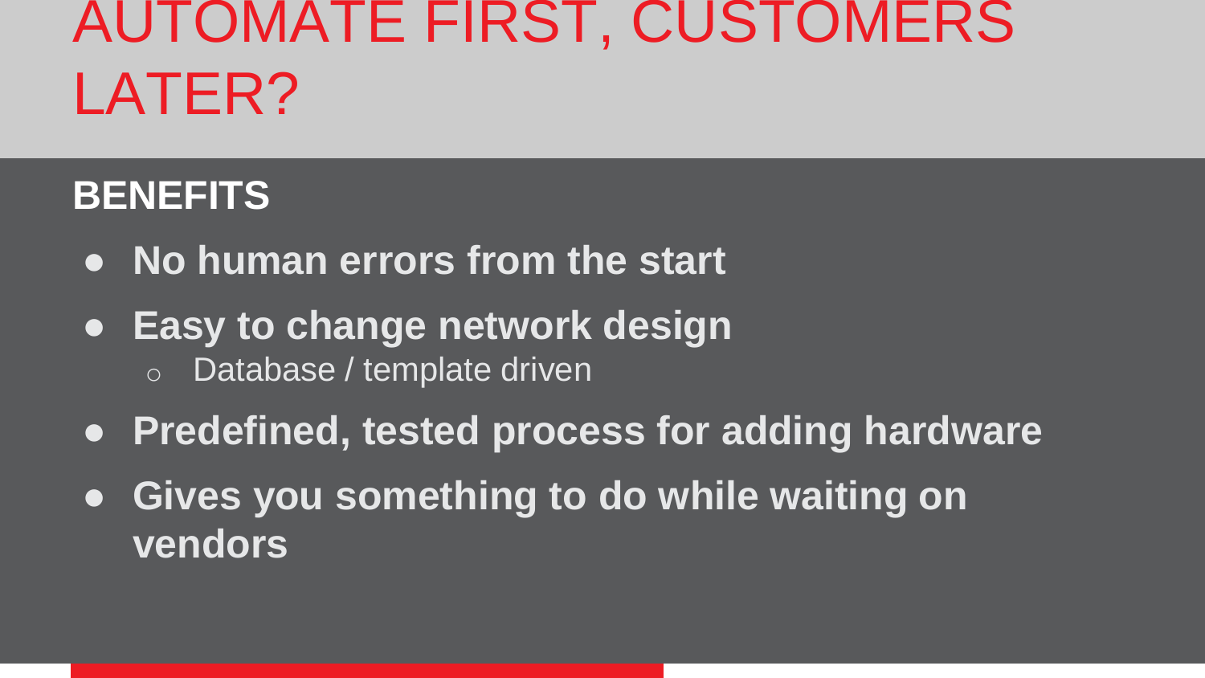# AUTOMATE FIRST, CUSTOMERS LATER?

## BENEFITS

- **No human errors from the start**
- **Easy to change network design**
  - Database / template driven
- **Predefined, tested process for adding hardware**
- **Gives you something to do while waiting on vendors**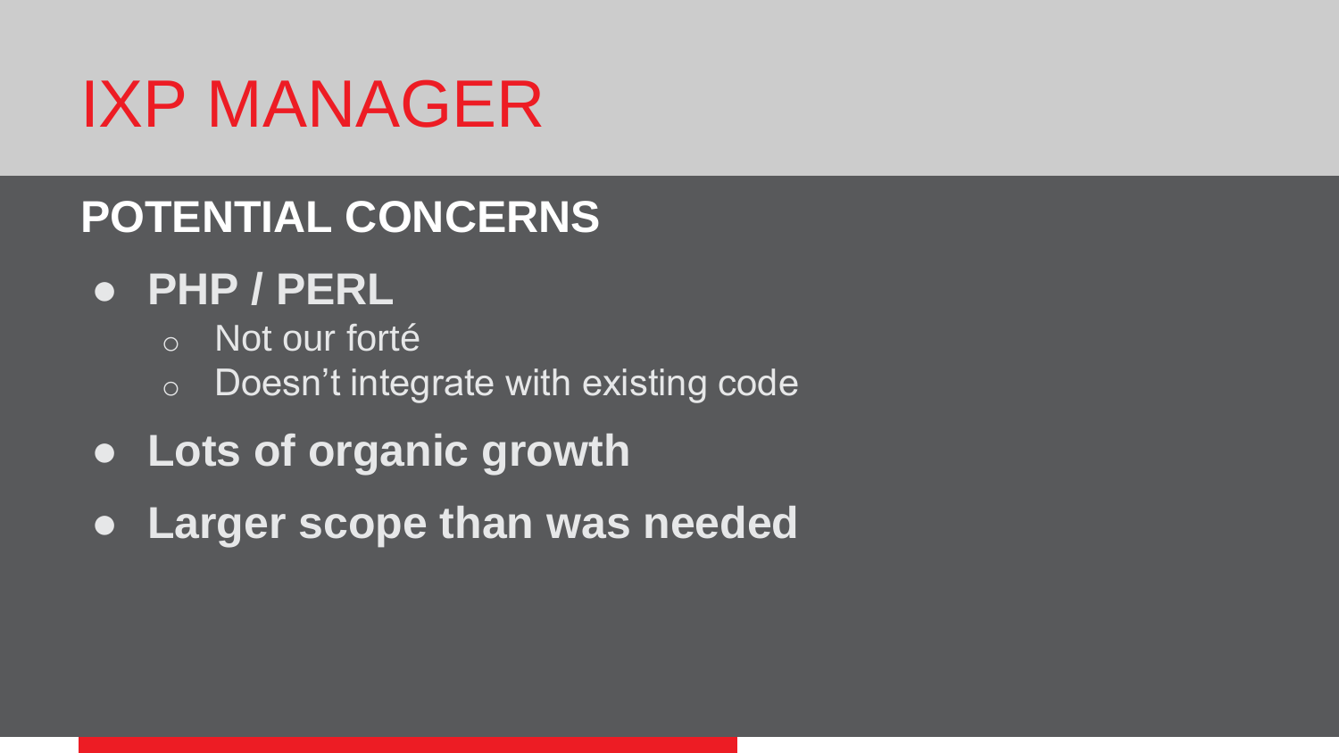# IXP MANAGER

## POTENTIAL CONCERNS

- **PHP / PERL**
  - Not our forté
  - Doesn’t integrate with existing code
- **Lots of organic growth**
- **Larger scope than was needed**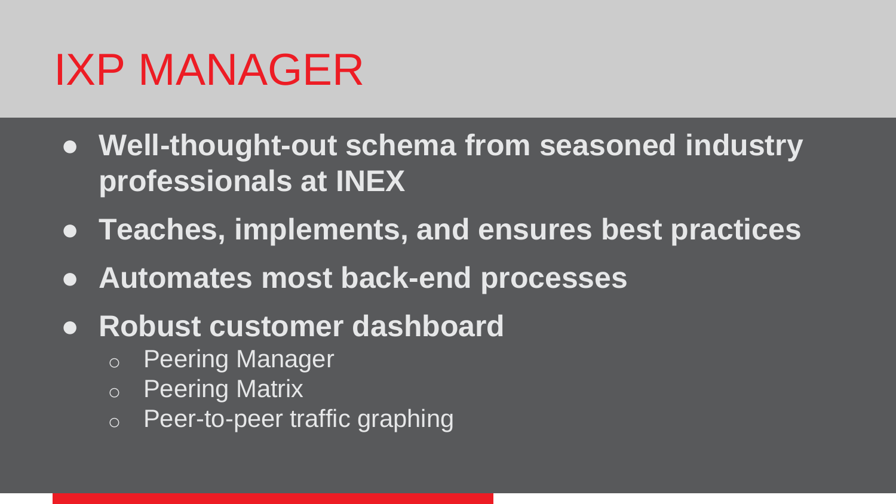# IXP MANAGER

- **Well-thought-out schema from seasoned industry professionals at INEX**
- **Teaches, implements, and ensures best practices**
- **Automates most back-end processes**
- **Robust customer dashboard**
  - Peering Manager
  - Peering Matrix
  - Peer-to-peer traffic graphing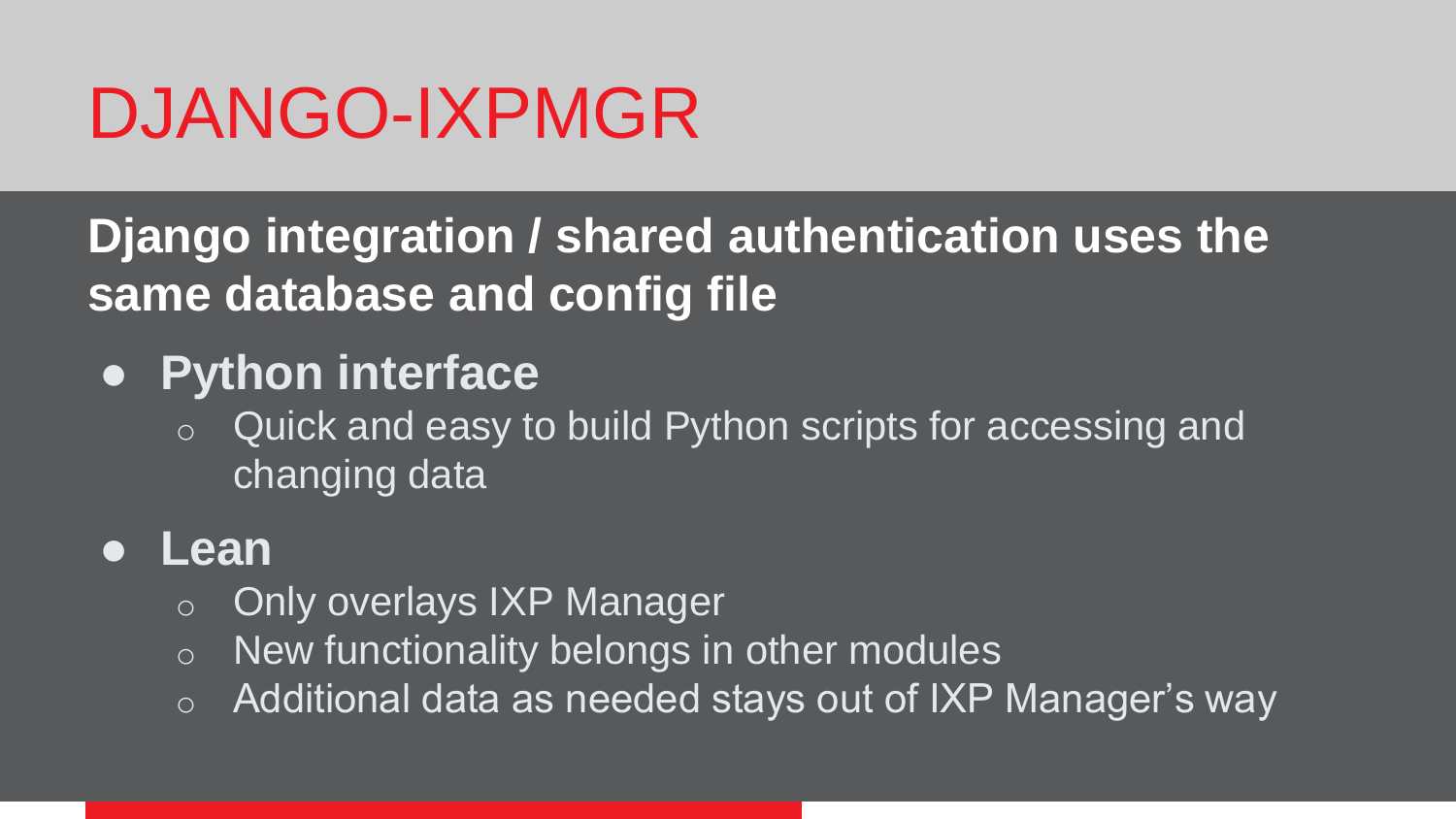# DJANGO-IXPMGR

**Django integration / shared authentication uses the same database and config file**

- **Python interface**
  - Quick and easy to build Python scripts for accessing and changing data
- **Lean**
  - Only overlays IXP Manager
  - New functionality belongs in other modules
  - Additional data as needed stays out of IXP Manager's way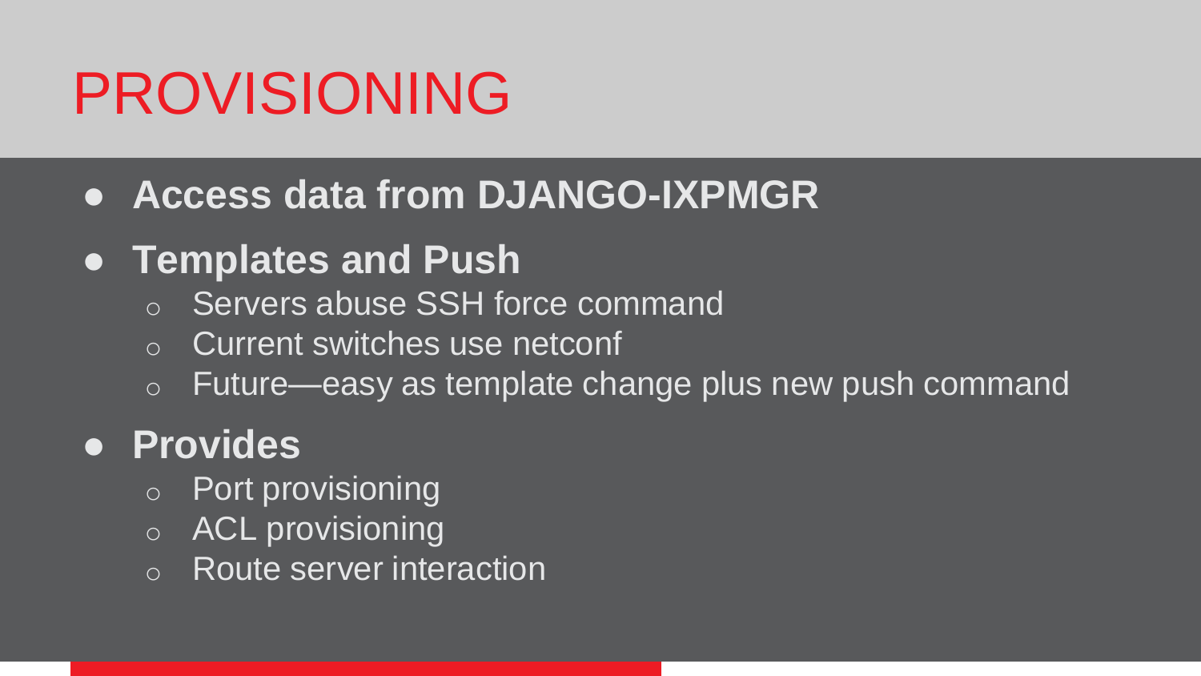# PROVISIONING

- **Access data from DJANGO-IXPMGR**
- **Templates and Push**
  - Servers abuse SSH force command
  - Current switches use netconf
  - Future—easy as template change plus new push command
- **Provides**
  - Port provisioning
  - ACL provisioning
  - Route server interaction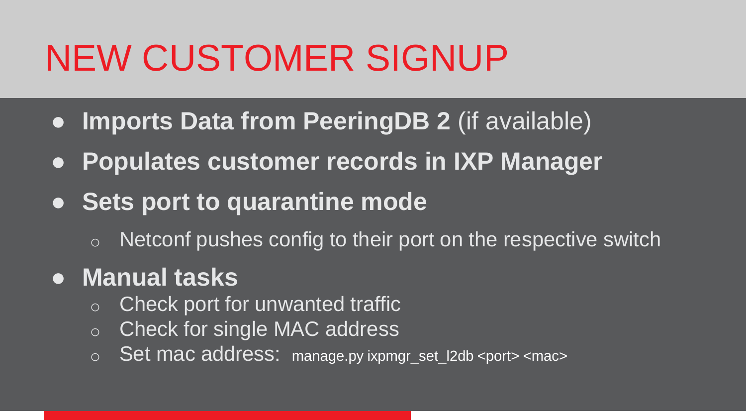# NEW CUSTOMER SIGNUP

- **Imports Data from PeeringDB 2** (if available)
- **Populates customer records in IXP Manager**
- **Sets port to quarantine mode**
  - Netconf pushes config to their port on the respective switch
- **Manual tasks**
  - Check port for unwanted traffic
  - Check for single MAC address
  - Set mac address: `manage.py ixpmgr_set_l2db <port> <mac>`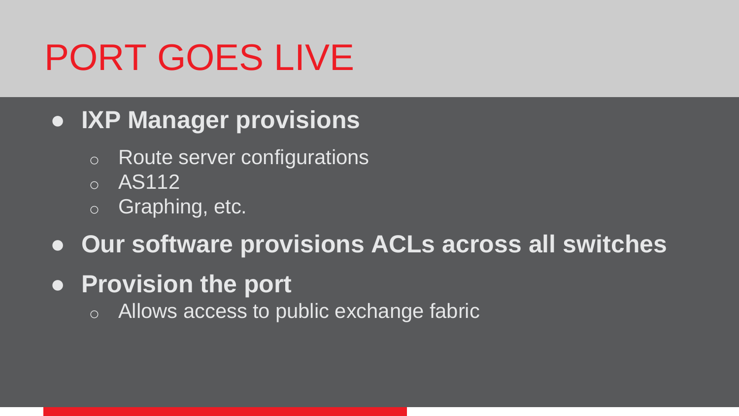# PORT GOES LIVE

- **IXP Manager provisions**
  - Route server configurations
  - AS112
  - Graphing, etc.
- **Our software provisions ACLs across all switches**
- **Provision the port**
  - Allows access to public exchange fabric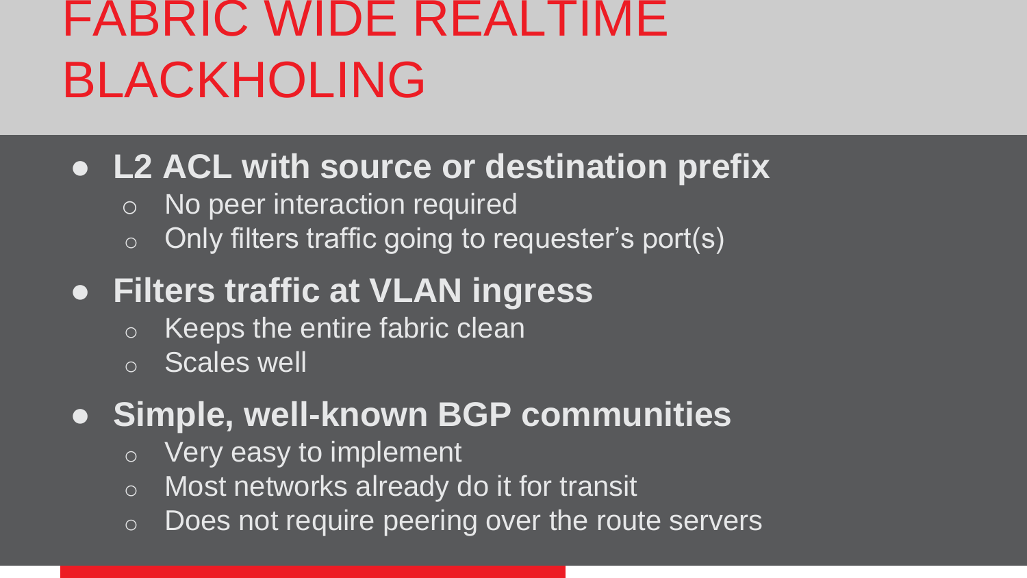# FABRIC WIDE REALTIME BLACKHOLING

- **L2 ACL with source or destination prefix**
  - No peer interaction required
  - Only filters traffic going to requester's port(s)
- **Filters traffic at VLAN ingress**
  - Keeps the entire fabric clean
  - Scales well
- **Simple, well-known BGP communities**
  - Very easy to implement
  - Most networks already do it for transit
  - Does not require peering over the route servers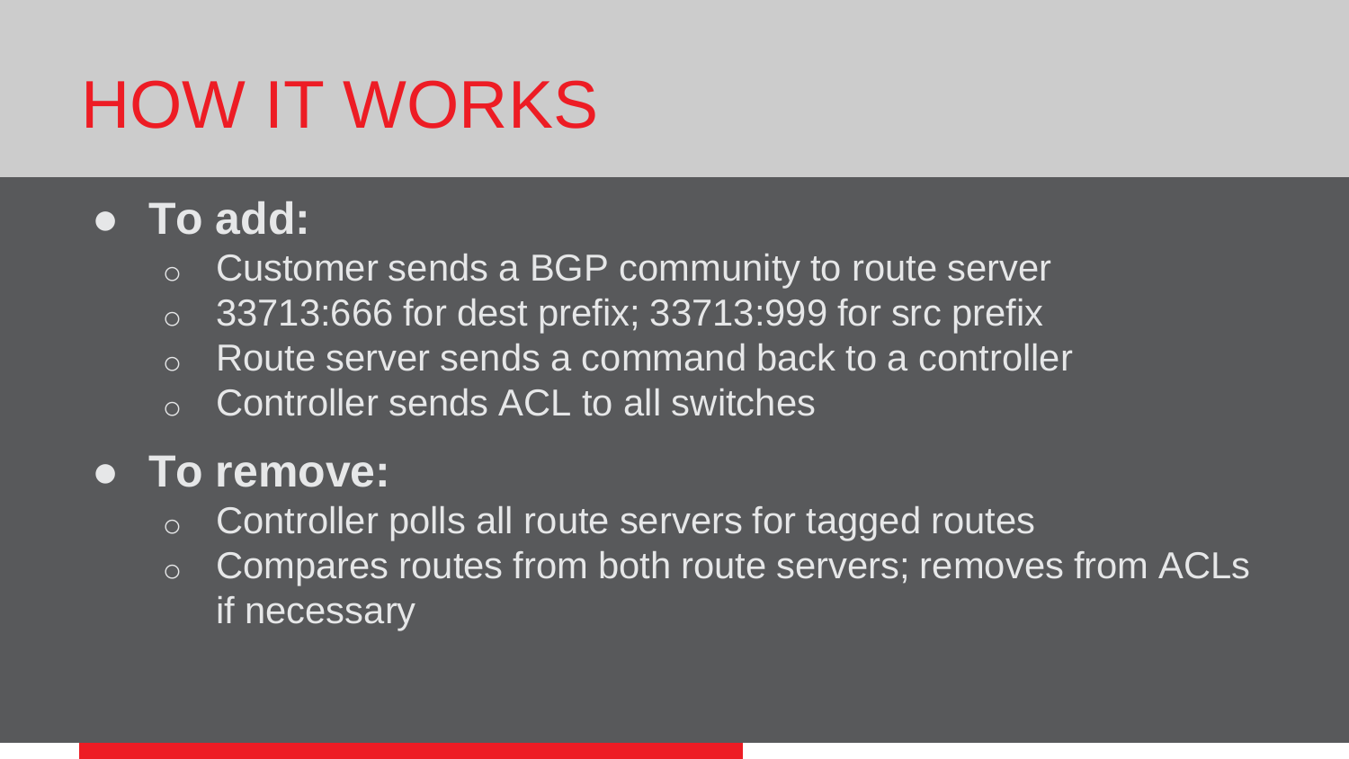# HOW IT WORKS

- **To add:**
  - Customer sends a BGP community to route server
  - 33713:666 for dest prefix; 33713:999 for src prefix
  - Route server sends a command back to a controller
  - Controller sends ACL to all switches
- **To remove:**
  - Controller polls all route servers for tagged routes
  - Compares routes from both route servers; removes from ACLs if necessary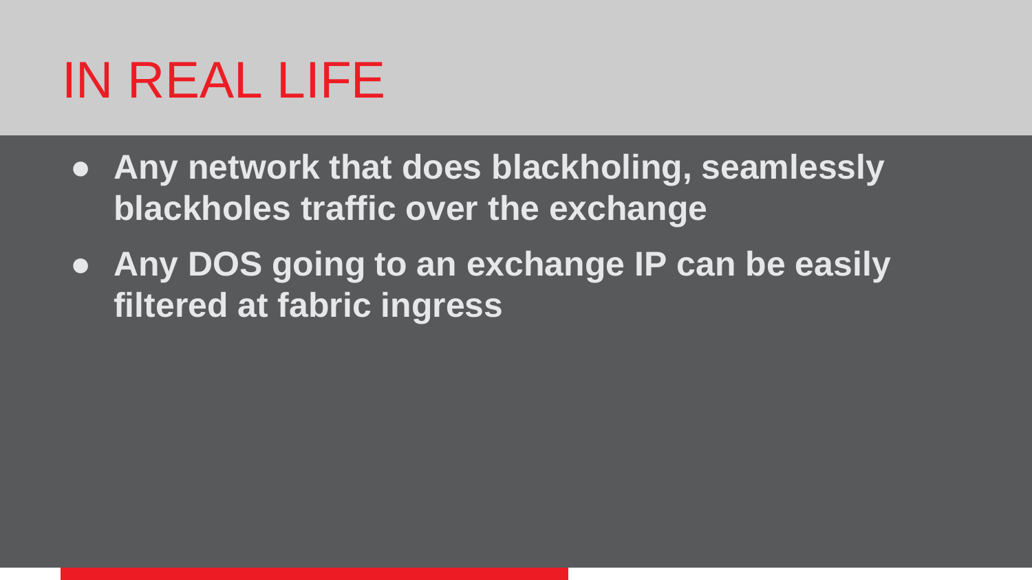# IN REAL LIFE

- **Any network that does blackholing, seamlessly blackholes traffic over the exchange**
- **Any DOS going to an exchange IP can be easily filtered at fabric ingress**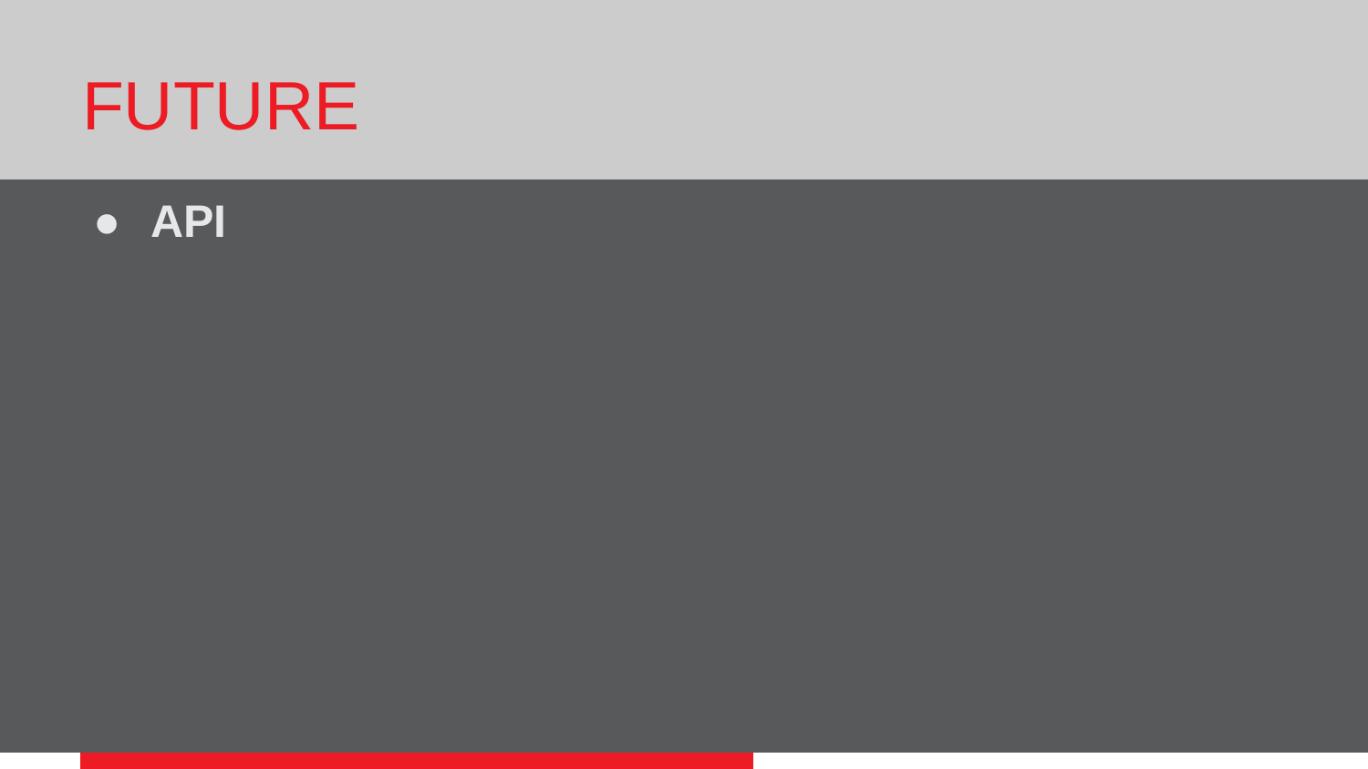# FUTURE

- **API**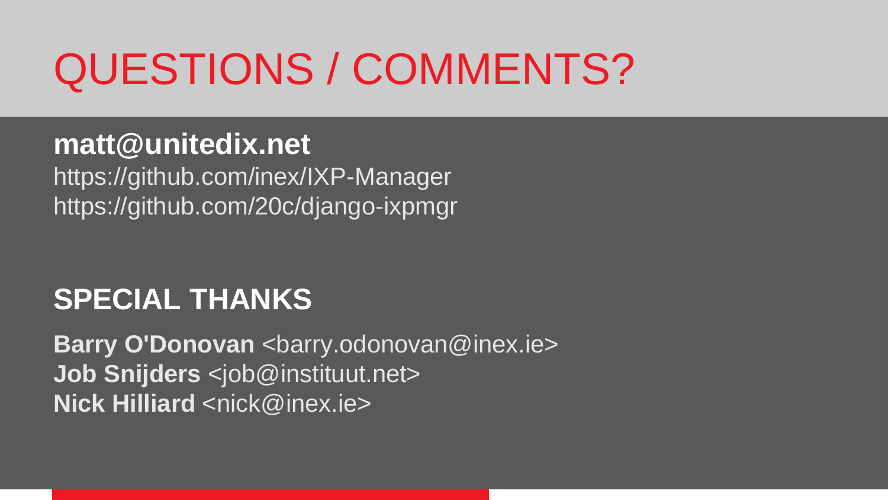# QUESTIONS / COMMENTS?

**matt@unitedix.net**
https://github.com/inex/IXP-Manager
https://github.com/20c/django-ixpmgr

## SPECIAL THANKS

**Barry O'Donovan** <barry.odonovan@inex.ie>
**Job Snijders** <job@instituut.net>
**Nick Hilliard** <nick@inex.ie>